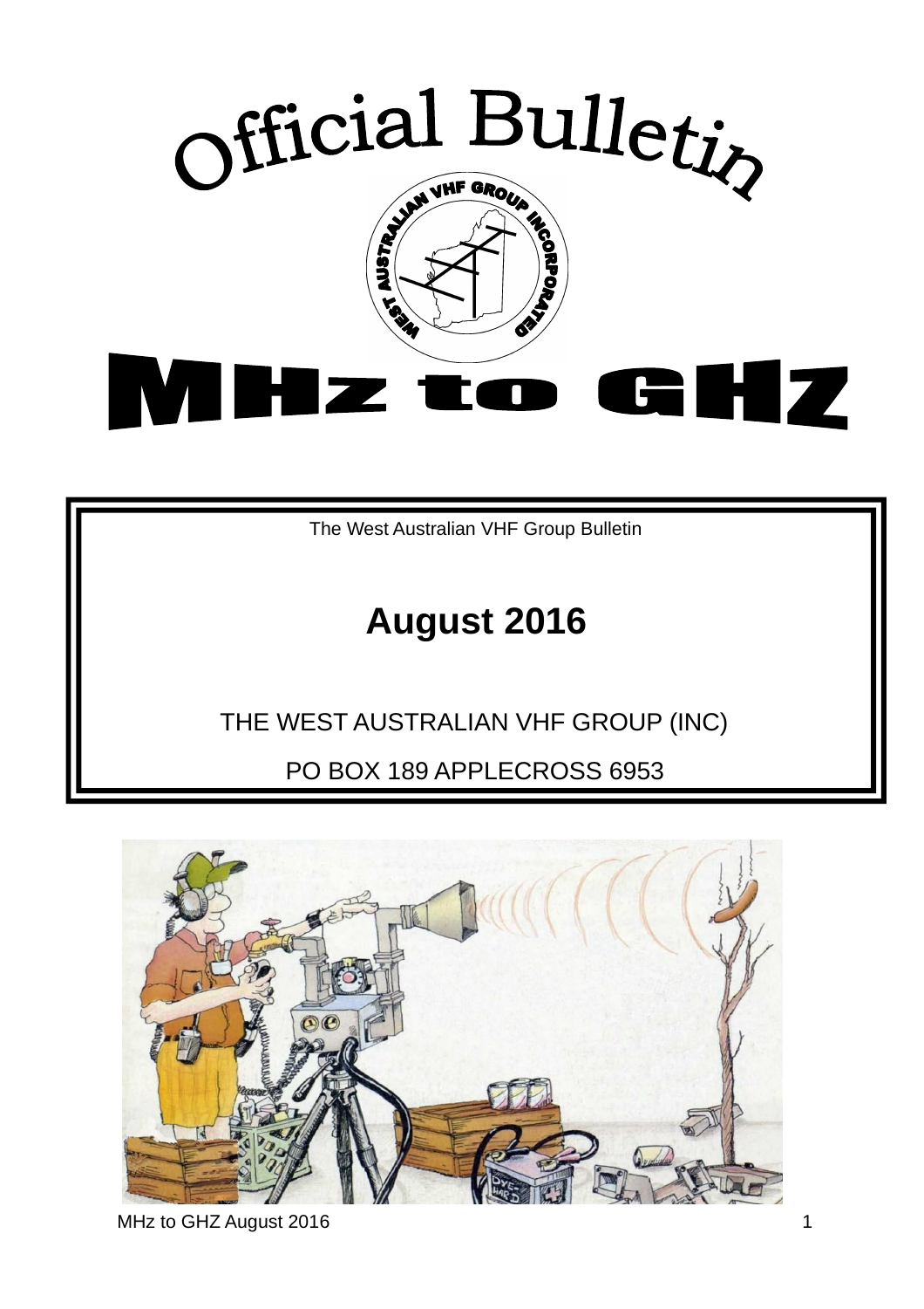# Official Bulletin

WEST AUSTRALIAN VHF GROUP INCORPORATED

# MHz to GHZ

The West Australian VHF Group Bulletin

## August 2016

THE WEST AUSTRALIAN VHF GROUP (INC)

PO BOX 189 APPLECROSS 6953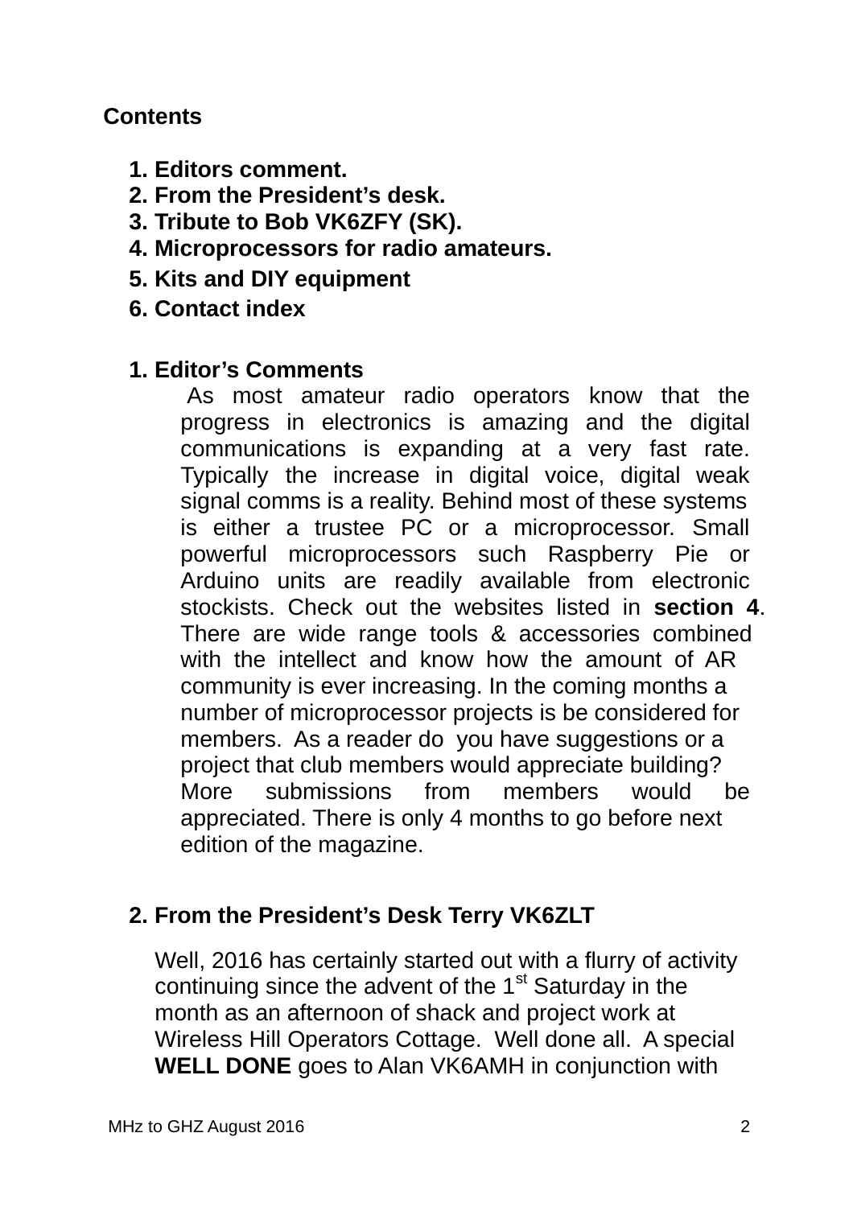## Contents

1. **Editors comment.**
2. **From the President's desk.**
3. **Tribute to Bob VK6ZFY (SK).**
4. **Microprocessors for radio amateurs.**
5. **Kits and DIY equipment**
6. **Contact index**

## 1. Editor's Comments

As most amateur radio operators know that the progress in electronics is amazing and the digital communications is expanding at a very fast rate. Typically the increase in digital voice, digital weak signal comms is a reality. Behind most of these systems is either a trustee PC or a microprocessor. Small powerful microprocessors such Raspberry Pie or Arduino units are readily available from electronic stockists. Check out the websites listed in **section 4**. There are wide range tools & accessories combined with the intellect and know how the amount of AR community is ever increasing. In the coming months a number of microprocessor projects is be considered for members. As a reader do you have suggestions or a project that club members would appreciate building? More submissions from members would be appreciated. There is only 4 months to go before next edition of the magazine.

## 2. From the President's Desk Terry VK6ZLT

Well, 2016 has certainly started out with a flurry of activity continuing since the advent of the 1st Saturday in the month as an afternoon of shack and project work at Wireless Hill Operators Cottage. Well done all. A special **WELL DONE** goes to Alan VK6AMH in conjunction with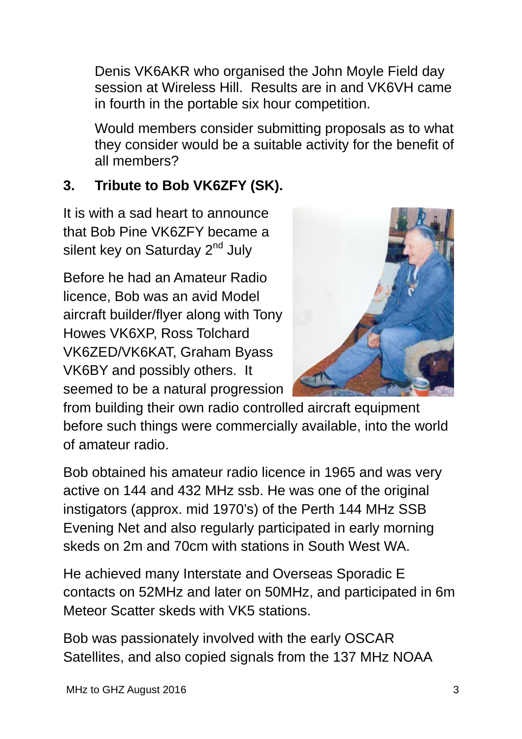Denis VK6AKR who organised the John Moyle Field day session at Wireless Hill. Results are in and VK6VH came in fourth in the portable six hour competition.

Would members consider submitting proposals as to what they consider would be a suitable activity for the benefit of all members?

## 3. Tribute to Bob VK6ZFY (SK).

It is with a sad heart to announce that Bob Pine VK6ZFY became a silent key on Saturday 2nd July

Before he had an Amateur Radio licence, Bob was an avid Model aircraft builder/flyer along with Tony Howes VK6XP, Ross Tolchard VK6ZED/VK6KAT, Graham Byass VK6BY and possibly others. It seemed to be a natural progression from building their own radio controlled aircraft equipment before such things were commercially available, into the world of amateur radio.

Bob obtained his amateur radio licence in 1965 and was very active on 144 and 432 MHz ssb. He was one of the original instigators (approx. mid 1970's) of the Perth 144 MHz SSB Evening Net and also regularly participated in early morning skeds on 2m and 70cm with stations in South West WA.

He achieved many Interstate and Overseas Sporadic E contacts on 52MHz and later on 50MHz, and participated in 6m Meteor Scatter skeds with VK5 stations.

Bob was passionately involved with the early OSCAR Satellites, and also copied signals from the 137 MHz NOAA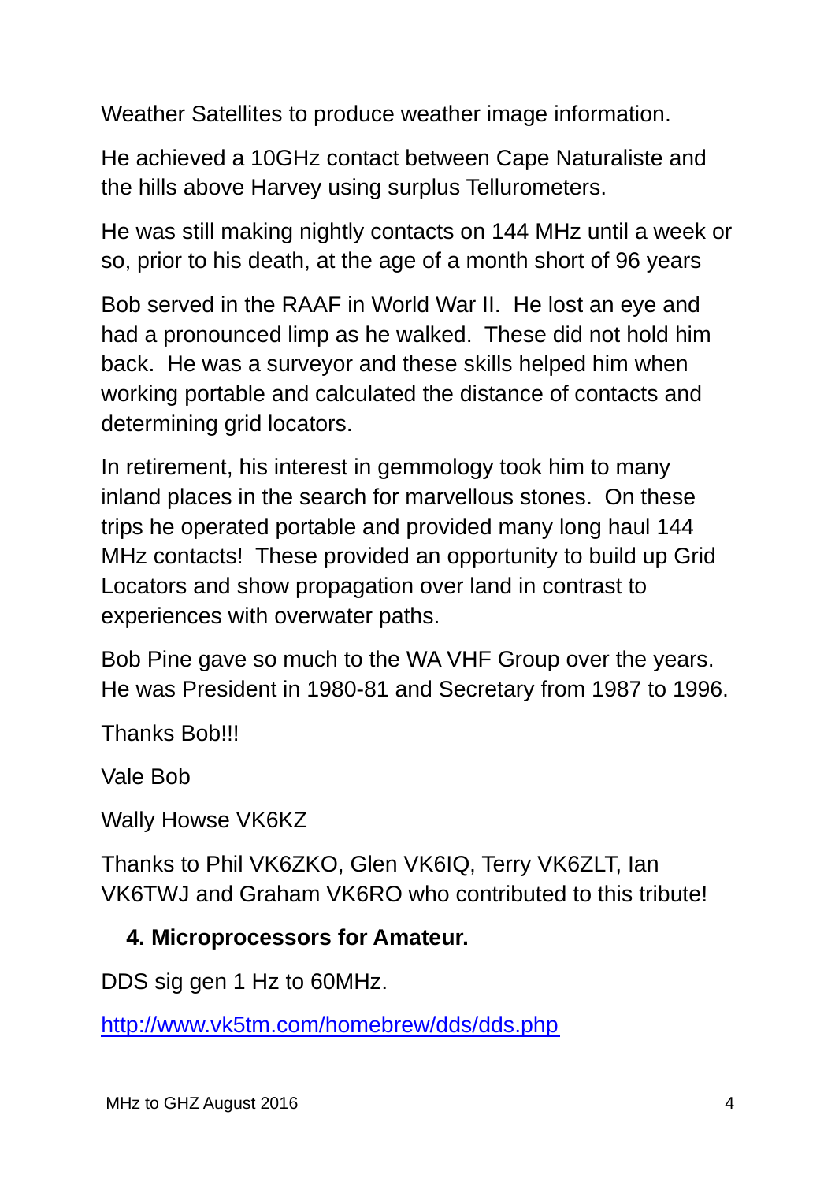Weather Satellites to produce weather image information.

He achieved a 10GHz contact between Cape Naturaliste and the hills above Harvey using surplus Tellurometers.

He was still making nightly contacts on 144 MHz until a week or so, prior to his death, at the age of a month short of 96 years

Bob served in the RAAF in World War II. He lost an eye and had a pronounced limp as he walked. These did not hold him back. He was a surveyor and these skills helped him when working portable and calculated the distance of contacts and determining grid locators.

In retirement, his interest in gemmology took him to many inland places in the search for marvellous stones. On these trips he operated portable and provided many long haul 144 MHz contacts! These provided an opportunity to build up Grid Locators and show propagation over land in contrast to experiences with overwater paths.

Bob Pine gave so much to the WA VHF Group over the years. He was President in 1980-81 and Secretary from 1987 to 1996.

Thanks Bob!!!

Vale Bob

Wally Howse VK6KZ

Thanks to Phil VK6ZKO, Glen VK6IQ, Terry VK6ZLT, Ian VK6TWJ and Graham VK6RO who contributed to this tribute!

### 4. Microprocessors for Amateur.

DDS sig gen 1 Hz to 60MHz.

http://www.vk5tm.com/homebrew/dds/dds.php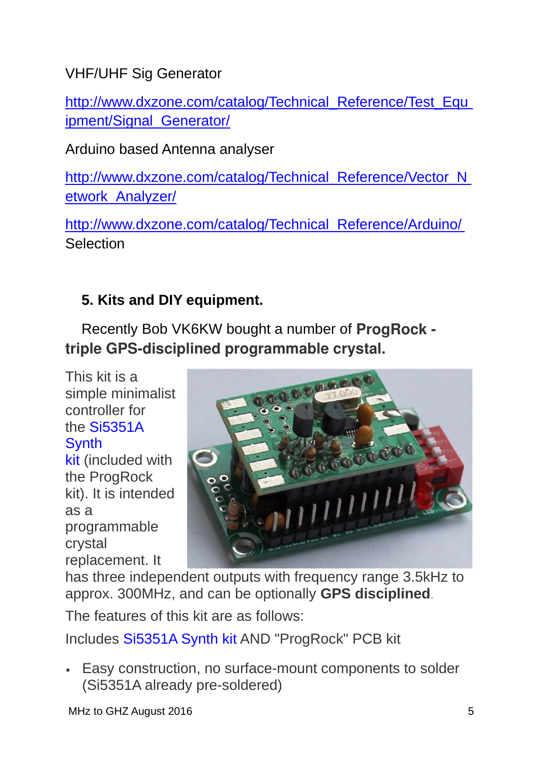VHF/UHF Sig Generator

http://www.dxzone.com/catalog/Technical_Reference/Test_Equipment/Signal_Generator/

Arduino based Antenna analyser

http://www.dxzone.com/catalog/Technical_Reference/Vector_Network_Analyzer/

http://www.dxzone.com/catalog/Technical_Reference/Arduino/ Selection

## 5. Kits and DIY equipment.

Recently Bob VK6KW bought a number of **ProgRock - triple GPS-disciplined programmable crystal.**

This kit is a simple minimalist controller for the Si5351A Synth kit (included with the ProgRock kit). It is intended as a programmable crystal replacement. It has three independent outputs with frequency range 3.5kHz to approx. 300MHz, and can be optionally **GPS disciplined**.

The features of this kit are as follows:

Includes Si5351A Synth kit AND "ProgRock" PCB kit

- Easy construction, no surface-mount components to solder (Si5351A already pre-soldered)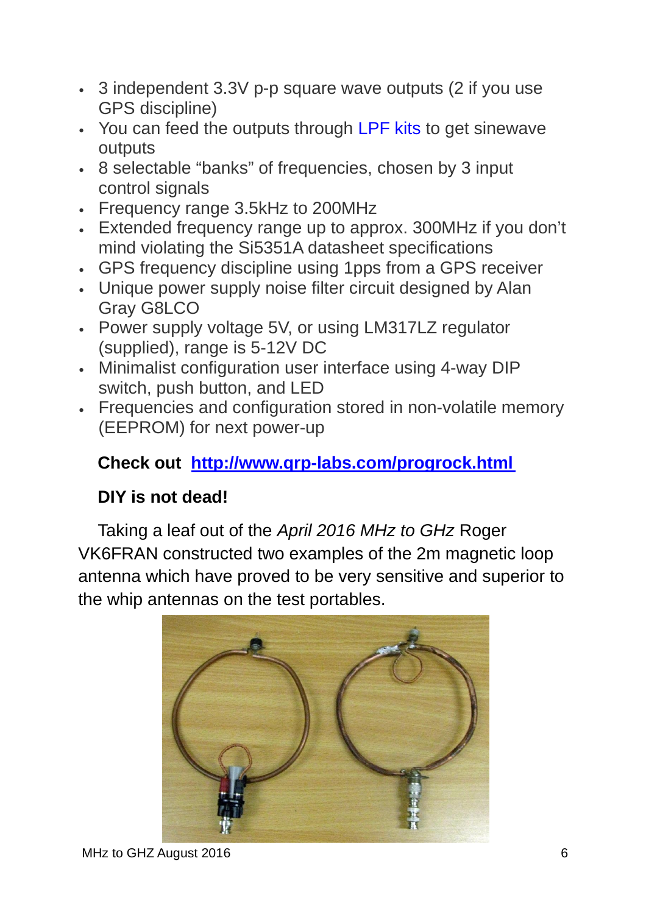- 3 independent 3.3V p-p square wave outputs (2 if you use GPS discipline)
- You can feed the outputs through LPF kits to get sinewave outputs
- 8 selectable "banks" of frequencies, chosen by 3 input control signals
- Frequency range 3.5kHz to 200MHz
- Extended frequency range up to approx. 300MHz if you don't mind violating the Si5351A datasheet specifications
- GPS frequency discipline using 1pps from a GPS receiver
- Unique power supply noise filter circuit designed by Alan Gray G8LCO
- Power supply voltage 5V, or using LM317LZ regulator (supplied), range is 5-12V DC
- Minimalist configuration user interface using 4-way DIP switch, push button, and LED
- Frequencies and configuration stored in non-volatile memory (EEPROM) for next power-up

**Check out http://www.qrp-labs.com/progrock.html**

**DIY is not dead!**

Taking a leaf out of the *April 2016 MHz to GHz* Roger VK6FRAN constructed two examples of the 2m magnetic loop antenna which have proved to be very sensitive and superior to the whip antennas on the test portables.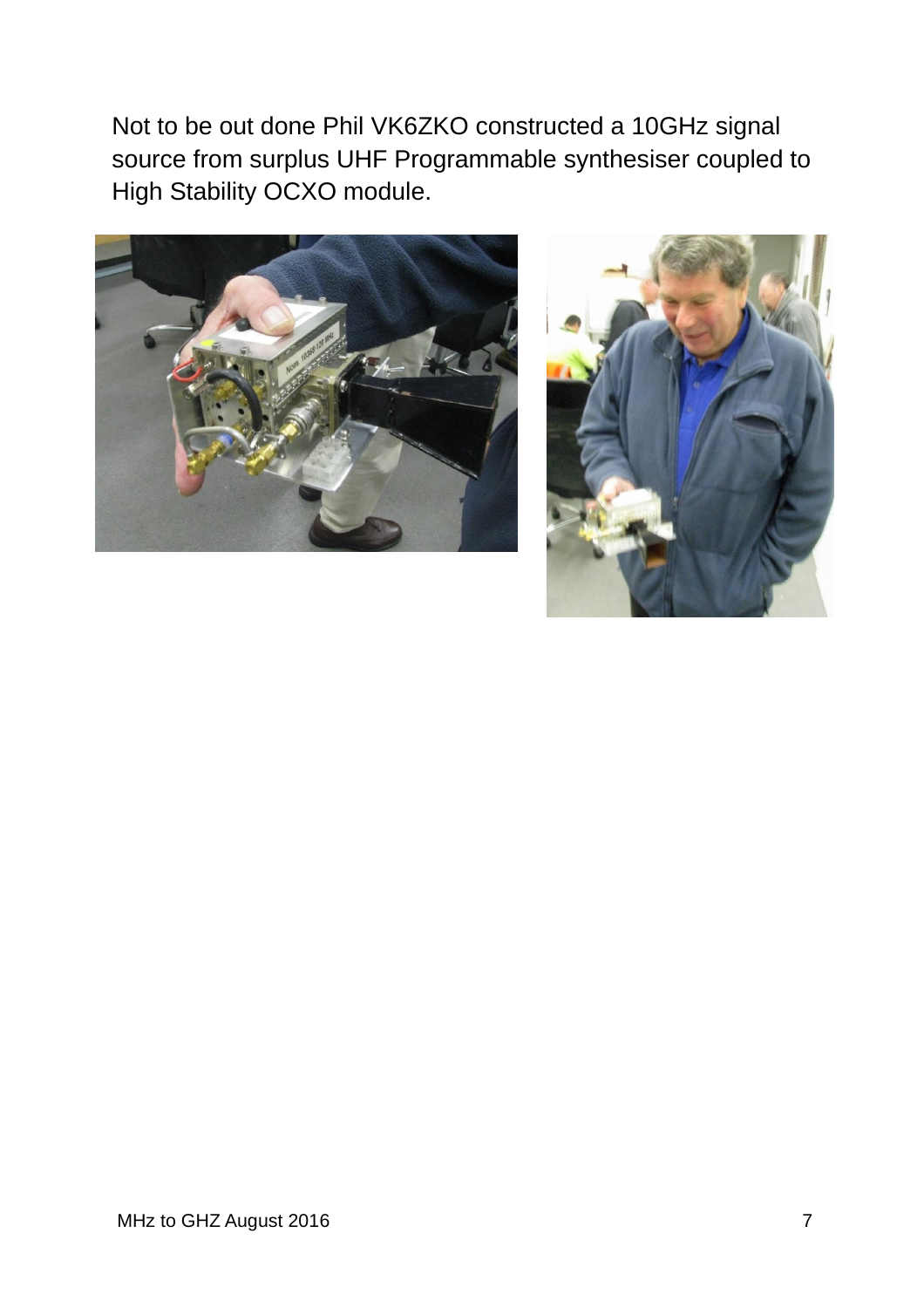Not to be out done Phil VK6ZKO constructed a 10GHz signal source from surplus UHF Programmable synthesiser coupled to High Stability OCXO module.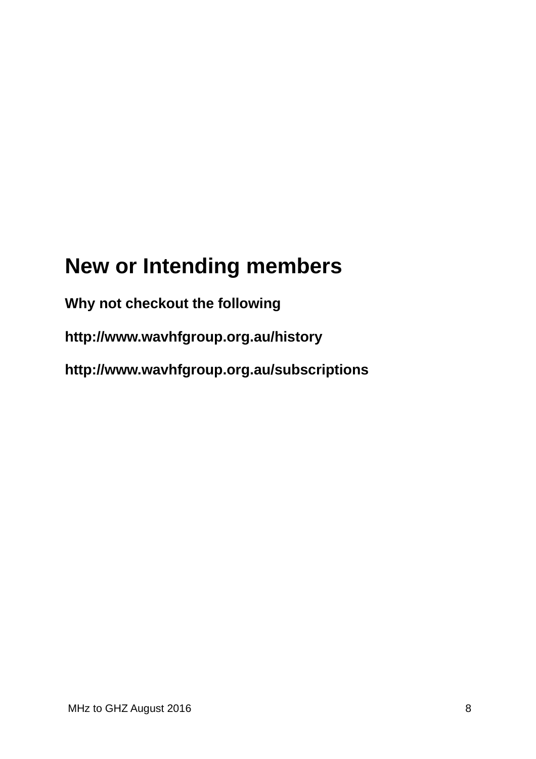# New or Intending members

**Why not checkout the following**

**http://www.wavhfgroup.org.au/history**

**http://www.wavhfgroup.org.au/subscriptions**